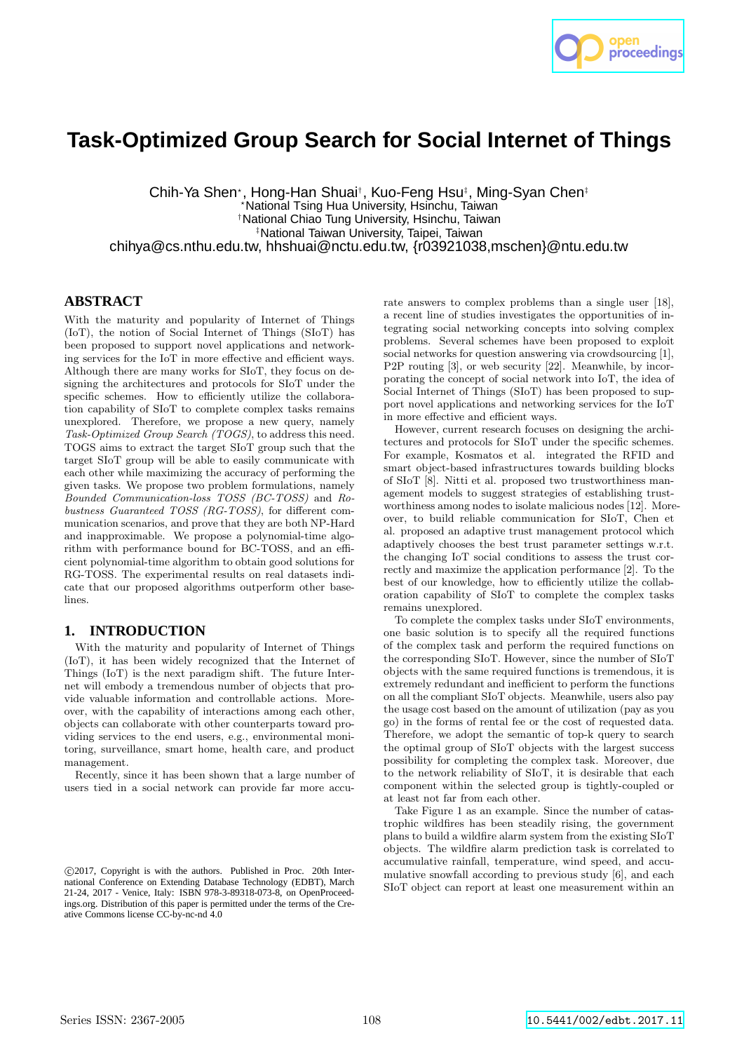# Task-Optimized Group Search for Social Internet of Things

Chih-Ya Shen[⋆], Hong-Han Shuai[†], Kuo-Feng Hsu[‡], Ming-Syan Chen[‡]
[⋆]National Tsing Hua University, Hsinchu, Taiwan
[†]National Chiao Tung University, Hsinchu, Taiwan
[‡]National Taiwan University, Taipei, Taiwan
chihya@cs.nthu.edu.tw, hhshuai@nctu.edu.tw, {r03921038,mschen}@ntu.edu.tw

## ABSTRACT

With the maturity and popularity of Internet of Things (IoT), the notion of Social Internet of Things (SIoT) has been proposed to support novel applications and networking services for the IoT in more effective and efficient ways. Although there are many works for SIoT, they focus on designing the architectures and protocols for SIoT under the specific schemes. How to efficiently utilize the collaboration capability of SIoT to complete complex tasks remains unexplored. Therefore, we propose a new query, namely *Task-Optimized Group Search (TOGS)*, to address this need. TOGS aims to extract the target SIoT group such that the target SIoT group will be able to easily communicate with each other while maximizing the accuracy of performing the given tasks. We propose two problem formulations, namely *Bounded Communication-loss TOSS (BC-TOSS)* and *Robustness Guaranteed TOSS (RG-TOSS)*, for different communication scenarios, and prove that they are both NP-Hard and inapproximable. We propose a polynomial-time algorithm with performance bound for BC-TOSS, and an efficient polynomial-time algorithm to obtain good solutions for RG-TOSS. The experimental results on real datasets indicate that our proposed algorithms outperform other baselines.

## 1. INTRODUCTION

With the maturity and popularity of Internet of Things (IoT), it has been widely recognized that the Internet of Things (IoT) is the next paradigm shift. The future Internet will embody a tremendous number of objects that provide valuable information and controllable actions. Moreover, with the capability of interactions among each other, objects can collaborate with other counterparts toward providing services to the end users, e.g., environmental monitoring, surveillance, smart home, health care, and product management.

Recently, since it has been shown that a large number of users tied in a social network can provide far more accurate answers to complex problems than a single user [18], a recent line of studies investigates the opportunities of integrating social networking concepts into solving complex problems. Several schemes have been proposed to exploit social networks for question answering via crowdsourcing [1], P2P routing [3], or web security [22]. Meanwhile, by incorporating the concept of social network into IoT, the idea of Social Internet of Things (SIoT) has been proposed to support novel applications and networking services for the IoT in more effective and efficient ways.

However, current research focuses on designing the architectures and protocols for SIoT under the specific schemes. For example, Kosmatos et al. integrated the RFID and smart object-based infrastructures towards building blocks of SIoT [8]. Nitti et al. proposed two trustworthiness management models to suggest strategies of establishing trustworthiness among nodes to isolate malicious nodes [12]. Moreover, to build reliable communication for SIoT, Chen et al. proposed an adaptive trust management protocol which adaptively chooses the best trust parameter settings w.r.t. the changing IoT social conditions to assess the trust correctly and maximize the application performance [2]. To the best of our knowledge, how to efficiently utilize the collaboration capability of SIoT to complete the complex tasks remains unexplored.

To complete the complex tasks under SIoT environments, one basic solution is to specify all the required functions of the complex task and perform the required functions on the corresponding SIoT. However, since the number of SIoT objects with the same required functions is tremendous, it is extremely redundant and inefficient to perform the functions on all the compliant SIoT objects. Meanwhile, users also pay the usage cost based on the amount of utilization (pay as you go) in the forms of rental fee or the cost of requested data. Therefore, we adopt the semantic of top-k query to search the optimal group of SIoT objects with the largest success possibility for completing the complex task. Moreover, due to the network reliability of SIoT, it is desirable that each component within the selected group is tightly-coupled or at least not far from each other.

Take Figure 1 as an example. Since the number of catastrophic wildfires has been steadily rising, the government plans to build a wildfire alarm system from the existing SIoT objects. The wildfire alarm prediction task is correlated to accumulative rainfall, temperature, wind speed, and accumulative snowfall according to previous study [6], and each SIoT object can report at least one measurement within an

©2017, Copyright is with the authors. Published in Proc. 20th International Conference on Extending Database Technology (EDBT), March 21-24, 2017 - Venice, Italy: ISBN 978-3-89318-073-8, on OpenProceedings.org. Distribution of this paper is permitted under the terms of the Creative Commons license CC-by-nc-nd 4.0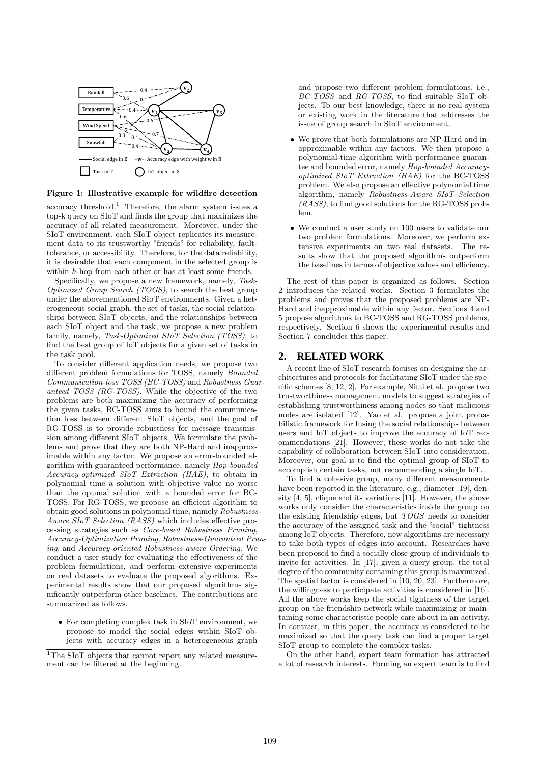Figure 1: Illustrative example for wildfire detection

accuracy threshold.[1] Therefore, the alarm system issues a top-k query on SIoT and finds the group that maximizes the accuracy of all related measurement. Moreover, under the SIoT environment, each SIoT object replicates its measurement data to its trustworthy "friends" for reliability, fault-tolerance, or accessibility. Therefore, for the data reliability, it is desirable that each component in the selected group is within $h$-hop from each other or has at least some friends.

Specifically, we propose a new framework, namely, *Task-Optimized Group Search (TOGS)*, to search the best group under the abovementioned SIoT environments. Given a heterogeneous social graph, the set of tasks, the social relationships between SIoT objects, and the relationships between each SIoT object and the task, we propose a new problem family, namely, *Task-Optimized SIoT Selection (TOSS)*, to find the best group of IoT objects for a given set of tasks in the task pool.

To consider different application needs, we propose two different problem formulations for TOSS, namely *Bounded Communication-loss TOSS (BC-TOSS)* and *Robustness Guaranteed TOSS (RG-TOSS)*. While the objective of the two problems are both maximizing the accuracy of performing the given tasks, BC-TOSS aims to bound the communication loss between different SIoT objects, and the goal of RG-TOSS is to provide robustness for message transmission among different SIoT objects. We formulate the problems and prove that they are both NP-Hard and inapproximable within any factor. We propose an error-bounded algorithm with guaranteed performance, namely *Hop-bounded Accuracy-optimized SIoT Extraction (HAE)*, to obtain in polynomial time a solution with objective value no worse than the optimal solution with a bounded error for BC-TOSS. For RG-TOSS, we propose an efficient algorithm to obtain good solutions in polynomial time, namely *Robustness-Aware SIoT Selection (RASS)* which includes effective processing strategies such as *Core-based Robustness Pruning*, *Accuracy-Optimization Pruning*, *Robustness-Guaranteed Pruning*, and *Accuracy-oriented Robustness-aware Ordering*. We conduct a user study for evaluating the effectiveness of the problem formulations, and perform extensive experiments on real datasets to evaluate the proposed algorithms. Experimental results show that our proposed algorithms significantly outperform other baselines. The contributions are summarized as follows.

- For completing complex task in SIoT environment, we propose to model the social edges within SIoT objects with accuracy edges in a heterogeneous graph and propose two different problem formulations, i.e., *BC-TOSS* and *RG-TOSS*, to find suitable SIoT objects. To our best knowledge, there is no real system or existing work in the literature that addresses the issue of group search in SIoT environment.
- We prove that both formulations are NP-Hard and inapproximable within any factors. We then propose a polynomial-time algorithm with performance guarantee and bounded error, namely *Hop-bounded Accuracy-optimized SIoT Extraction (HAE)* for the BC-TOSS problem. We also propose an effective polynomial time algorithm, namely *Robustness-Aware SIoT Selection (RASS)*, to find good solutions for the RG-TOSS problem.
- We conduct a user study on 100 users to validate our two problem formulations. Moreover, we perform extensive experiments on two real datasets. The results show that the proposed algorithms outperform the baselines in terms of objective values and efficiency.

The rest of this paper is organized as follows. Section 2 introduces the related works. Section 3 formulates the problems and proves that the proposed problems are NP-Hard and inapproximable within any factor. Sections 4 and 5 propose algorithms to BC-TOSS and RG-TOSS problems, respectively. Section 6 shows the experimental results and Section 7 concludes this paper.

## 2. RELATED WORK

A recent line of SIoT research focuses on designing the architectures and protocols for facilitating SIoT under the specific schemes [8, 12, 2]. For example, Nitti et al. propose two trustworthiness management models to suggest strategies of establishing trustworthiness among nodes so that malicious nodes are isolated [12]. Yao et al. propose a joint probabilistic framework for fusing the social relationships between users and IoT objects to improve the accuracy of IoT recommendations [21]. However, these works do not take the capability of collaboration between SIoT into consideration. Moreover, our goal is to find the optimal group of SIoT to accomplish certain tasks, not recommending a single IoT.

To find a cohesive group, many different measurements have been reported in the literature, e.g., diameter [19], density [4, 5], clique and its variations [11]. However, the above works only consider the characteristics inside the group on the existing friendship edges, but *TOGS* needs to consider the accuracy of the assigned task and the "social" tightness among IoT objects. Therefore, new algorithms are necessary to take both types of edges into account. Researches have been proposed to find a socially close group of individuals to invite for activities. In [17], given a query group, the total degree of the community containing this group is maximized. The spatial factor is considered in [10, 20, 23]. Furthermore, the willingness to participate activities is considered in [16]. All the above works keep the social tightness of the target group on the friendship network while maximizing or maintaining some characteristic people care about in an activity. In contrast, in this paper, the accuracy is considered to be maximized so that the query task can find a proper target SIoT group to complete the complex tasks.

On the other hand, expert team formation has attracted a lot of research interests. Forming an expert team is to find

[1] The SIoT objects that cannot report any related measurement can be filtered at the beginning.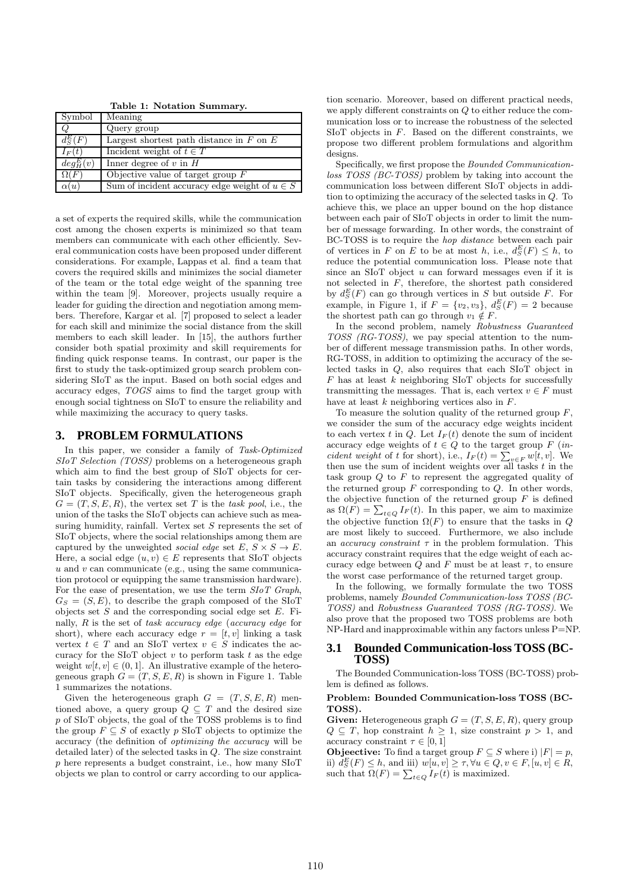**Table 1: Notation Summary.**

| Symbol | Meaning |
|---|---|
| $Q$ | Query group |
| $d_S^E(F)$ | Largest shortest path distance in $F$ on $E$ |
| $I_F(t)$ | Incident weight of $t \in T$ |
| $deg_H^E(v)$ | Inner degree of $v$ in $H$ |
| $\Omega(F)$ | Objective value of target group $F$ |
| $\alpha(u)$ | Sum of incident accuracy edge weight of $u \in S$ |

a set of experts the required skills, while the communication cost among the chosen experts is minimized so that team members can communicate with each other efficiently. Several communication costs have been proposed under different considerations. For example, Lappas et al. find a team that covers the required skills and minimizes the social diameter of the team or the total edge weight of the spanning tree within the team [9]. Moreover, projects usually require a leader for guiding the direction and negotiation among members. Therefore, Kargar et al. [7] proposed to select a leader for each skill and minimize the social distance from the skill members to each skill leader. In [15], the authors further consider both spatial proximity and skill requirements for finding quick response teams. In contrast, our paper is the first to study the task-optimized group search problem considering SIoT as the input. Based on both social edges and accuracy edges, *TOGS* aims to find the target group with enough social tightness on SIoT to ensure the reliability and while maximizing the accuracy to query tasks.

## 3. PROBLEM FORMULATIONS

In this paper, we consider a family of *Task-Optimized SIoT Selection (TOSS)* problems on a heterogeneous graph which aim to find the best group of SIoT objects for certain tasks by considering the interactions among different SIoT objects. Specifically, given the heterogeneous graph $G = (T, S, E, R)$, the vertex set $T$ is the *task pool*, i.e., the union of the tasks the SIoT objects can achieve such as measuring humidity, rainfall. Vertex set $S$ represents the set of SIoT objects, where the social relationships among them are captured by the unweighted *social edge* set $E$, $S \times S \to E$. Here, a social edge $(u, v) \in E$ represents that SIoT objects $u$ and $v$ can communicate (e.g., using the same communication protocol or equipping the same transmission hardware). For the ease of presentation, we use the term *SIoT Graph*, $G_S = (S, E)$, to describe the graph composed of the SIoT objects set $S$ and the corresponding social edge set $E$. Finally, $R$ is the set of *task accuracy edge* (*accuracy edge* for short), where each accuracy edge $r = [t, v]$ linking a task vertex $t \in T$ and an SIoT vertex $v \in S$ indicates the accuracy for the SIoT object $v$ to perform task $t$ as the edge weight $w[t, v] \in (0, 1]$. An illustrative example of the heterogeneous graph $G = (T, S, E, R)$ is shown in Figure 1. Table 1 summarizes the notations.

Given the heterogeneous graph $G = (T, S, E, R)$ mentioned above, a query group $Q \subseteq T$ and the desired size $p$ of SIoT objects, the goal of the TOSS problems is to find the group $F \subseteq S$ of exactly $p$ SIoT objects to optimize the accuracy (the definition of *optimizing the accuracy* will be detailed later) of the selected tasks in $Q$. The size constraint $p$ here represents a budget constraint, i.e., how many SIoT objects we plan to control or carry according to our application scenario. Moreover, based on different practical needs, we apply different constraints on $Q$ to either reduce the communication loss or to increase the robustness of the selected SIoT objects in $F$. Based on the different constraints, we propose two different problem formulations and algorithm designs.

Specifically, we first propose the *Bounded Communication-loss TOSS (BC-TOSS)* problem by taking into account the communication loss between different SIoT objects in addition to optimizing the accuracy of the selected tasks in $Q$. To achieve this, we place an upper bound on the hop distance between each pair of SIoT objects in order to limit the number of message forwarding. In other words, the constraint of BC-TOSS is to require the *hop distance* between each pair of vertices in $F$ on $E$ to be at most $h$, i.e., $d_S^E(F) \leq h$, to reduce the potential communication loss. Please note that since an SIoT object $u$ can forward messages even if it is not selected in $F$, therefore, the shortest path considered by $d_S^E(F)$ can go through vertices in $S$ but outside $F$. For example, in Figure 1, if $F = \{v_2, v_3\}$, $d_S^E(F) = 2$ because the shortest path can go through $v_1 \notin F$.

In the second problem, namely *Robustness Guaranteed TOSS (RG-TOSS)*, we pay special attention to the number of different message transmission paths. In other words, RG-TOSS, in addition to optimizing the accuracy of the selected tasks in $Q$, also requires that each SIoT object in $F$ has at least $k$ neighboring SIoT objects for successfully transmitting the messages. That is, each vertex $v \in F$ must have at least $k$ neighboring vertices also in $F$.

To measure the solution quality of the returned group $F$, we consider the sum of the accuracy edge weights incident to each vertex $t$ in $Q$. Let $I_F(t)$ denote the sum of incident accuracy edge weights of $t \in Q$ to the target group $F$ (*incident weight* of $t$ for short), i.e., $I_F(t) = \sum_{v \in F} w[t, v]$. We then use the sum of incident weights over all tasks $t$ in the task group $Q$ to $F$ to represent the aggregated quality of the returned group $F$ corresponding to $Q$. In other words, the objective function of the returned group $F$ is defined as $\Omega(F) = \sum_{t \in Q} I_F(t)$. In this paper, we aim to maximize the objective function $\Omega(F)$ to ensure that the tasks in $Q$ are most likely to succeed. Furthermore, we also include an *accuracy constraint* $\tau$ in the problem formulation. This accuracy constraint requires that the edge weight of each accuracy edge between $Q$ and $F$ must be at least $\tau$, to ensure the worst case performance of the returned target group.

In the following, we formally formulate the two TOSS problems, namely *Bounded Communication-loss TOSS (BC-TOSS)* and *Robustness Guaranteed TOSS (RG-TOSS)*. We also prove that the proposed two TOSS problems are both NP-Hard and inapproximable within any factors unless P=NP.

### 3.1 Bounded Communication-loss TOSS (BC-TOSS)

The Bounded Communication-loss TOSS (BC-TOSS) problem is defined as follows.

**Problem: Bounded Communication-loss TOSS (BC-TOSS).**

**Given:** Heterogeneous graph $G = (T, S, E, R)$, query group $Q \subseteq T$, hop constraint $h \geq 1$, size constraint $p > 1$, and accuracy constraint $\tau \in [0, 1]$

**Objeective:** To find a target group $F \subseteq S$ where i) $|F| = p$, ii) $d_S^E(F) \leq h$, and iii) $w[u, v] \geq \tau, \forall u \in Q, v \in F, [u, v] \in R$, such that $\Omega(F) = \sum_{t \in Q} I_F(t)$ is maximized.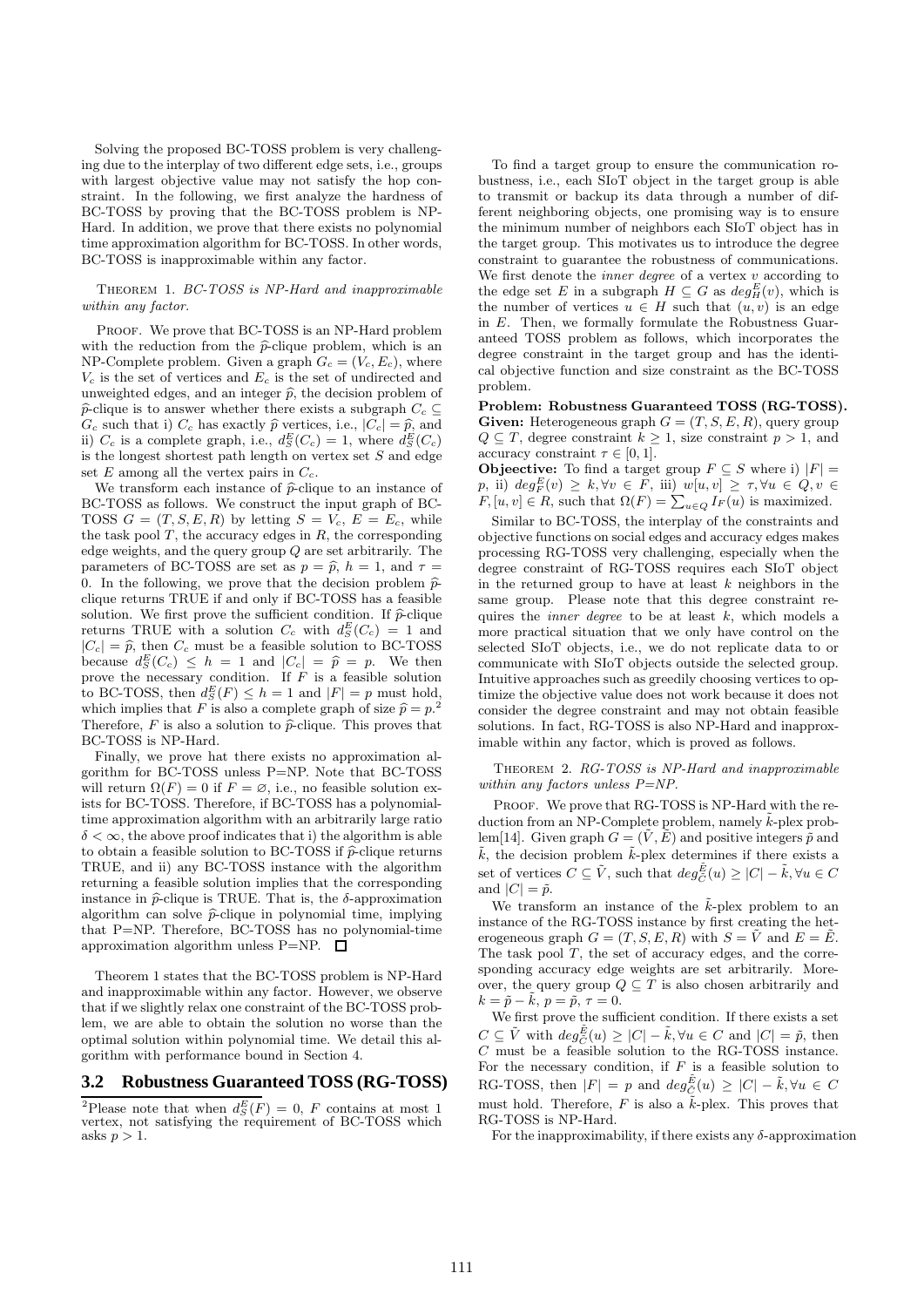Solving the proposed BC-TOSS problem is very challenging due to the interplay of two different edge sets, i.e., groups with largest objective value may not satisfy the hop constraint. In the following, we first analyze the hardness of BC-TOSS by proving that the BC-TOSS problem is NP-Hard. In addition, we prove that there exists no polynomial time approximation algorithm for BC-TOSS. In other words, BC-TOSS is inapproximable within any factor.

Theorem 1. *BC-TOSS is NP-Hard and inapproximable within any factor.*

Proof. We prove that BC-TOSS is an NP-Hard problem with the reduction from the $\widehat{p}$-clique problem, which is an NP-Complete problem. Given a graph $G_c = (V_c, E_c)$, where $V_c$ is the set of vertices and $E_c$ is the set of undirected and unweighted edges, and an integer $\widehat{p}$, the decision problem of $\widehat{p}$-clique is to answer whether there exists a subgraph $C_c \subseteq G_c$ such that i) $C_c$ has exactly $\widehat{p}$ vertices, i.e., $|C_c| = \widehat{p}$, and ii) $C_c$ is a complete graph, i.e., $d^E_S(C_c) = 1$, where $d^E_S(C_c)$ is the longest shortest path length on vertex set $S$ and edge set $E$ among all the vertex pairs in $C_c$.

We transform each instance of $\widehat{p}$-clique to an instance of BC-TOSS as follows. We construct the input graph of BC-TOSS $G = (T, S, E, R)$ by letting $S = V_c$, $E = E_c$, while the task pool $T$, the accuracy edges in $R$, the corresponding edge weights, and the query group $Q$ are set arbitrarily. The parameters of BC-TOSS are set as $p = \widehat{p}$, $h = 1$, and $\tau = 0$. In the following, we prove that the decision problem $\widehat{p}$-clique returns TRUE if and only if BC-TOSS has a feasible solution. We first prove the sufficient condition. If $\widehat{p}$-clique returns TRUE with a solution $C_c$ with $d^E_S(C_c) = 1$ and $|C_c| = \widehat{p}$, then $C_c$ must be a feasible solution to BC-TOSS because $d^E_S(C_c) \leq h = 1$ and $|C_c| = \widehat{p} = p$. We then prove the necessary condition. If $F$ is a feasible solution to BC-TOSS, then $d^E_S(F) \leq h = 1$ and $|F| = p$ must hold, which implies that $F$ is also a complete graph of size $\widehat{p} = p$.[2] Therefore, $F$ is also a solution to $\widehat{p}$-clique. This proves that BC-TOSS is NP-Hard.

Finally, we prove hat there exists no approximation algorithm for BC-TOSS unless P=NP. Note that BC-TOSS will return $\Omega(F) = 0$ if $F = \varnothing$, i.e., no feasible solution exists for BC-TOSS. Therefore, if BC-TOSS has a polynomial-time approximation algorithm with an arbitrarily large ratio $\delta < \infty$, the above proof indicates that i) the algorithm is able to obtain a feasible solution to BC-TOSS if $\widehat{p}$-clique returns TRUE, and ii) any BC-TOSS instance with the algorithm returning a feasible solution implies that the corresponding instance in $\widehat{p}$-clique is TRUE. That is, the $\delta$-approximation algorithm can solve $\widehat{p}$-clique in polynomial time, implying that P=NP. Therefore, BC-TOSS has no polynomial-time approximation algorithm unless P=NP. ☐

Theorem 1 states that the BC-TOSS problem is NP-Hard and inapproximable within any factor. However, we observe that if we slightly relax one constraint of the BC-TOSS problem, we are able to obtain the solution no worse than the optimal solution within polynomial time. We detail this algorithm with performance bound in Section 4.

## 3.2 Robustness Guaranteed TOSS (RG-TOSS)

[2] Please note that when $d^E_S(F) = 0$, $F$ contains at most 1 vertex, not satisfying the requirement of BC-TOSS which asks $p > 1$.

To find a target group to ensure the communication robustness, i.e., each SIoT object in the target group is able to transmit or backup its data through a number of different neighboring objects, one promising way is to ensure the minimum number of neighbors each SIoT object has in the target group. This motivates us to introduce the degree constraint to guarantee the robustness of communications. We first denote the *inner degree* of a vertex $v$ according to the edge set $E$ in a subgraph $H \subseteq G$ as $deg^E_H(v)$, which is the number of vertices $u \in H$ such that $(u, v)$ is an edge in $E$. Then, we formally formulate the Robustness Guaranteed TOSS problem as follows, which incorporates the degree constraint in the target group and has the identical objective function and size constraint as the BC-TOSS problem.

**Problem: Robustness Guaranteed TOSS (RG-TOSS). Given:** Heterogeneous graph $G = (T, S, E, R)$, query group $Q \subseteq T$, degree constraint $k \geq 1$, size constraint $p > 1$, and accuracy constraint $\tau \in [0, 1]$.
**Obejective:** To find a target group $F \subseteq S$ where i) $|F| = p$, ii) $deg^E_F(v) \geq k, \forall v \in F$, iii) $w[u, v] \geq \tau, \forall u \in Q, v \in F, [u, v] \in R$, such that $\Omega(F) = \sum_{u \in Q} I_F(u)$ is maximized.

Similar to BC-TOSS, the interplay of the constraints and objective functions on social edges and accuracy edges makes processing RG-TOSS very challenging, especially when the degree constraint of RG-TOSS requires each SIoT object in the returned group to have at least $k$ neighbors in the same group. Please note that this degree constraint requires the *inner degree* to be at least $k$, which models a more practical situation that we only have control on the selected SIoT objects, i.e., we do not replicate data to or communicate with SIoT objects outside the selected group. Intuitive approaches such as greedily choosing vertices to optimize the objective value does not work because it does not consider the degree constraint and may not obtain feasible solutions. In fact, RG-TOSS is also NP-Hard and inapproximable within any factor, which is proved as follows.

Theorem 2. *RG-TOSS is NP-Hard and inapproximable within any factors unless P=NP.*

Proof. We prove that RG-TOSS is NP-Hard with the reduction from an NP-Complete problem, namely $\tilde{k}$-plex problem[14]. Given graph $G = (\tilde{V}, \tilde{E})$ and positive integers $\tilde{p}$ and $\tilde{k}$, the decision problem $\tilde{k}$-plex determines if there exists a set of vertices $C \subseteq \tilde{V}$, such that $deg^{\tilde{E}}_C(u) \geq |C| - \tilde{k}, \forall u \in C$ and $|C| = \tilde{p}$.

We transform an instance of the $\tilde{k}$-plex problem to an instance of the RG-TOSS instance by first creating the heterogeneous graph $G = (T, S, E, R)$ with $S = \tilde{V}$ and $E = \tilde{E}$. The task pool $T$, the set of accuracy edges, and the corresponding accuracy edge weights are set arbitrarily. Moreover, the query group $Q \subseteq T$ is also chosen arbitrarily and $k = \tilde{p} - \tilde{k}$, $p = \tilde{p}$, $\tau = 0$.

We first prove the sufficient condition. If there exists a set $C \subseteq \tilde{V}$ with $deg^{\tilde{E}}_C(u) \geq |C| - \tilde{k}, \forall u \in C$ and $|C| = \tilde{p}$, then $C$ must be a feasible solution to the RG-TOSS instance. For the necessary condition, if $F$ is a feasible solution to RG-TOSS, then $|F| = p$ and $deg^{\tilde{E}}_C(u) \geq |C| - \tilde{k}, \forall u \in C$ must hold. Therefore, $F$ is also a $\tilde{k}$-plex. This proves that RG-TOSS is NP-Hard.

For the inapproximability, if there exists any $\delta$-approximation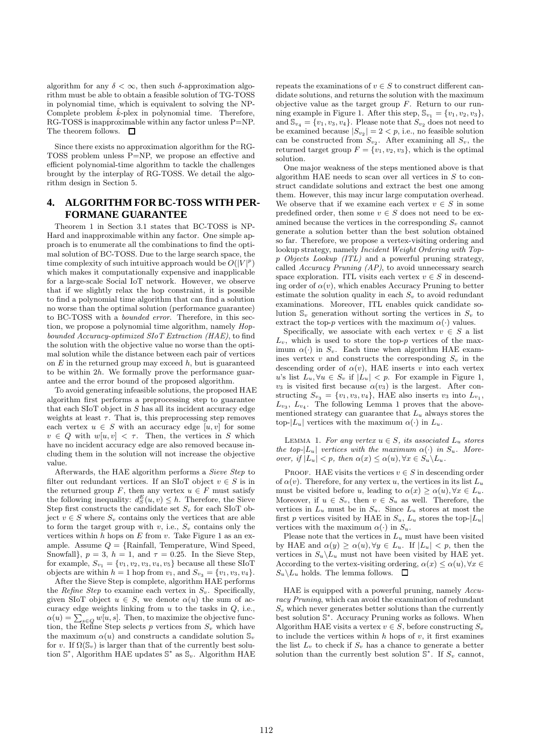algorithm for any $\delta < \infty$, then such $\delta$-approximation algorithm must be able to obtain a feasible solution of TG-TOSS in polynomial time, which is equivalent to solving the NP-Complete problem $\tilde{k}$-plex in polynomial time. Therefore, RG-TOSS is inapproximable within any factor unless P=NP. The theorem follows. $\square$

Since there exists no approximation algorithm for the RG-TOSS problem unless P=NP, we propose an effective and efficient polynomial-time algorithm to tackle the challenges brought by the interplay of RG-TOSS. We detail the algorithm design in Section 5.

## 4. ALGORITHM FOR BC-TOSS WITH PERFORMANE GUARANTEE

Theorem 1 in Section 3.1 states that BC-TOSS is NP-Hard and inapproximable within any factor. One simple approach is to enumerate all the combinations to find the optimal solution of BC-TOSS. Due to the large search space, the time complexity of such intuitive approach would be $O(|V|^p)$ which makes it computationally expensive and inapplicable for a large-scale Social IoT network. However, we observe that if we slightly relax the hop constraint, it is possible to find a polynomial time algorithm that can find a solution no worse than the optimal solution (performance guarantee) to BC-TOSS with a *bounded error*. Therefore, in this section, we propose a polynomial time algorithm, namely *Hop-bounded Accuracy-optimized SIoT Extraction (HAE)*, to find the solution with the objective value no worse than the optimal solution while the distance between each pair of vertices on $E$ in the returned group may exceed $h$, but is guaranteed to be within $2h$. We formally prove the performance guarantee and the error bound of the proposed algorithm.

To avoid generating infeasible solutions, the proposed HAE algorithm first performs a preprocessing step to guarantee that each SIoT object in $S$ has all its incident accuracy edge weights at least $\tau$. That is, this preprocessing step removes each vertex $u \in S$ with an accuracy edge $[u, v]$ for some $v \in Q$ with $w[u, v] < \tau$. Then, the vertices in $S$ which have no incident accuracy edge are also removed because including them in the solution will not increase the objective value.

Afterwards, the HAE algorithm performs a *Sieve Step* to filter out redundant vertices. If an SIoT object $v \in S$ is in the returned group $F$, then any vertex $u \in F$ must satisfy the following inequality: $d_S^E(u, v) \leq h$. Therefore, the Sieve Step first constructs the candidate set $S_v$ for each SIoT object $v \in S$ where $S_v$ contains only the vertices that are able to form the target group with $v$, i.e., $S_v$ contains only the vertices within $h$ hops on $E$ from $v$. Take Figure 1 as an example. Assume $Q$ = {Rainfall, Temperature, Wind Speed, Snowfall}, $p = 3$, $h = 1$, and $\tau = 0.25$. In the Sieve Step, for example, $S_{v_1} = \{v_1, v_2, v_3, v_4, v_5\}$ because all these SIoT objects are within $h = 1$ hop from $v_1$, and $S_{v_3} = \{v_1, v_3, v_4\}$.

After the Sieve Step is complete, algorithm HAE performs the *Refine Step* to examine each vertex in $S_v$. Specifically, given SIoT object $u \in S$, we denote $\alpha(u)$ the sum of accuracy edge weights linking from $u$ to the tasks in $Q$, i.e., $\alpha(u) = \sum_{s \in Q} w[u, s]$. Then, to maximize the objective function, the Refine Step selects $p$ vertices from $S_v$ which have the maximum $\alpha(u)$ and constructs a candidate solution $\mathbb{S}_v$ for $v$. If $\Omega(\mathbb{S}_v)$ is larger than that of the currently best solution $\mathbb{S}^*$, Algorithm HAE updates $\mathbb{S}^*$ as $\mathbb{S}_v$. Algorithm HAE repeats the examinations of $v \in S$ to construct different candidate solutions, and returns the solution with the maximum objective value as the target group $F$. Return to our running example in Figure 1. After this step, $\mathbb{S}_{v_1} = \{v_1, v_2, v_3\}$, and $\mathbb{S}_{v_4} = \{v_1, v_3, v_4\}$. Please note that $S_{v_2}$ does not need to be examined because $|S_{v_2}| = 2 < p$, i.e., no feasible solution can be constructed from $S_{v_2}$. After examining all $S_v$, the returned target group $F = \{v_1, v_2, v_3\}$, which is the optimal solution.

One major weakness of the steps mentioned above is that algorithm HAE needs to scan over all vertices in $S$ to construct candidate solutions and extract the best one among them. However, this may incur large computation overhead. We observe that if we examine each vertex $v \in S$ in some predefined order, then some $v \in S$ does not need to be examined because the vertices in the corresponding $S_v$ cannot generate a solution better than the best solution obtained so far. Therefore, we propose a vertex-visiting ordering and lookup strategy, namely *Incident Weight Ordering with Top-p Objects Lookup (ITL)* and a powerful pruning strategy, called *Accuracy Pruning (AP)*, to avoid unnecessary search space exploration. ITL visits each vertex $v \in S$ in descending order of $\alpha(v)$, which enables Accuracy Pruning to better estimate the solution quality in each $S_v$ to avoid redundant examinations. Moreover, ITL enables quick candidate solution $\mathbb{S}_v$ generation without sorting the vertices in $S_v$ to extract the top-$p$ vertices with the maximum $\alpha(\cdot)$ values.

Specifically, we associate with each vertex $v \in S$ a list $L_v$, which is used to store the top-$p$ vertices of the maximum $\alpha(\cdot)$ in $S_v$. Each time when algorithm HAE examines vertex $v$ and constructs the corresponding $S_v$ in the descending order of $\alpha(v)$, HAE inserts $v$ into each vertex $u$'s list $L_u, \forall u \in S_v$ if $|L_u| < p$. For example in Figure 1, $v_3$ is visited first because $\alpha(v_3)$ is the largest. After constructing $S_{v_3} = \{v_1, v_3, v_4\}$, HAE also inserts $v_3$ into $L_{v_1}$, $L_{v_3}$, $L_{v_4}$. The following Lemma 1 proves that the above-mentioned strategy can guarantee that $L_u$ always stores the top-$|L_u|$ vertices with the maximum $\alpha(\cdot)$ in $L_u$.

LEMMA 1. *For any vertex $u \in S$, its associated $L_u$ stores the top-$|L_u|$ vertices with the maximum $\alpha(\cdot)$ in $S_u$. Moreover, if $|L_u| < p$, then $\alpha(x) \leq \alpha(u), \forall x \in S_u \backslash L_u$.*

PROOF. HAE visits the vertices $v \in S$ in descending order of $\alpha(v)$. Therefore, for any vertex $u$, the vertices in its list $L_u$ must be visited before $u$, leading to $\alpha(x) \geq \alpha(u), \forall x \in L_u$. Moreover, if $u \in S_v$, then $v \in S_u$ as well. Therefore, the vertices in $L_u$ must be in $S_u$. Since $L_u$ stores at most the first $p$ vertices visited by HAE in $S_u$, $L_u$ stores the top-$|L_u|$ vertices with the maximum $\alpha(\cdot)$ in $S_u$.

Please note that the vertices in $L_u$ must have been visited by HAE and $\alpha(y) \geq \alpha(u), \forall y \in L_u$. If $|L_u| < p$, then the vertices in $S_u \backslash L_u$ must not have been visited by HAE yet. According to the vertex-visiting ordering, $\alpha(x) \leq \alpha(u), \forall x \in S_u \backslash L_u$ holds. The lemma follows. $\square$

HAE is equipped with a powerful pruning, namely *Accuracy Pruning*, which can avoid the examination of redundant $S_v$ which never generates better solutions than the currently best solution $\mathbb{S}^*$. Accuracy Pruning works as follows. When Algorithm HAE visits a vertex $v \in S$, before constructing $S_v$ to include the vertices within $h$ hops of $v$, it first examines the list $L_v$ to check if $S_v$ has a chance to generate a better solution than the currently best solution $\mathbb{S}^*$. If $S_v$ cannot,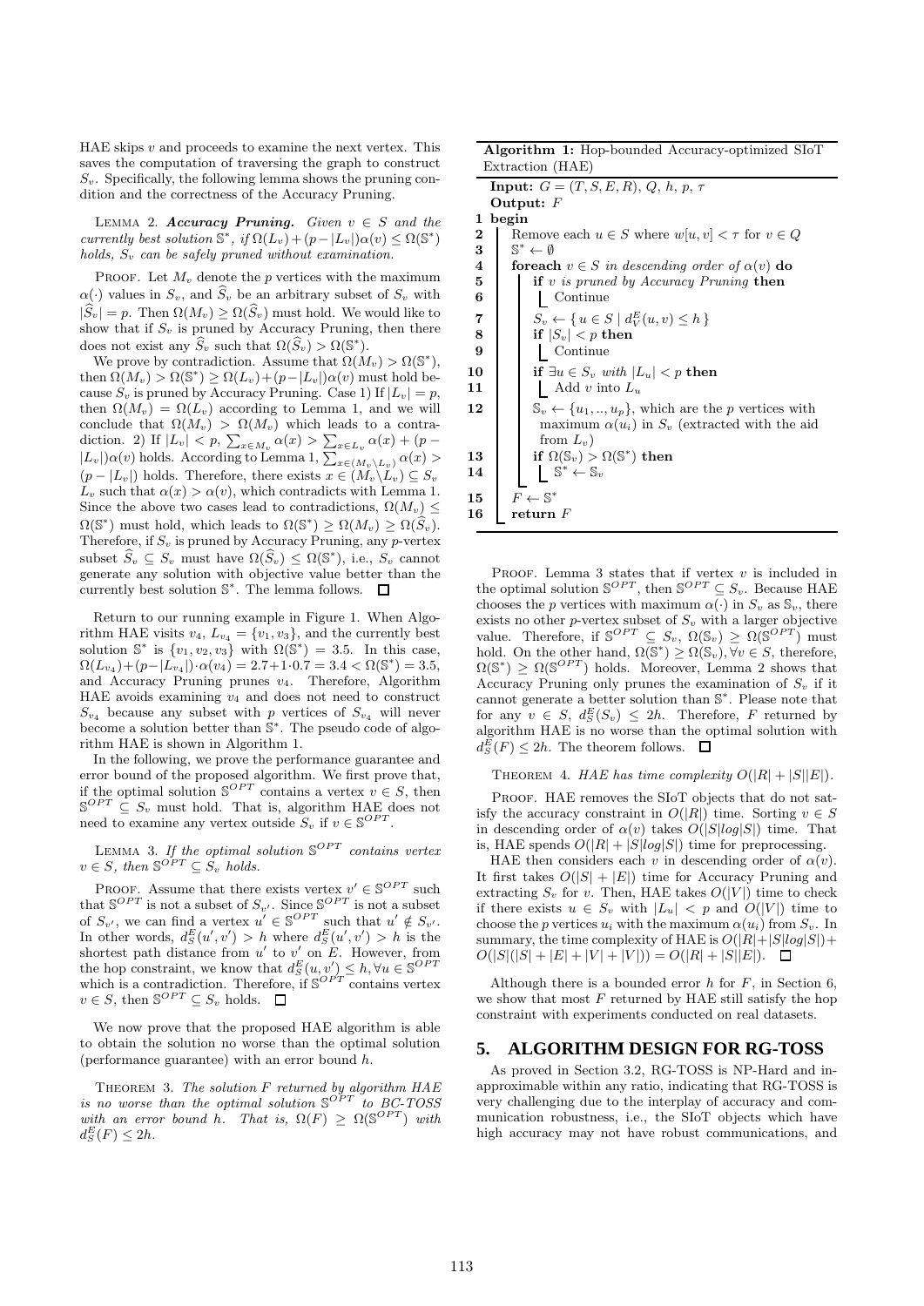HAE skips $v$ and proceeds to examine the next vertex. This saves the computation of traversing the graph to construct $S_v$. Specifically, the following lemma shows the pruning condition and the correctness of the Accuracy Pruning.

Lemma 2. ***Accuracy Pruning.*** *Given $v \in S$ and the currently best solution $\mathbb{S}^*$, if $\Omega(L_v) + (p - |L_v|)\alpha(v) \le \Omega(\mathbb{S}^*)$ holds, $S_v$ can be safely pruned without examination.*

Proof. Let $M_v$ denote the $p$ vertices with the maximum $\alpha(\cdot)$ values in $S_v$, and $\widehat{S}_v$ be an arbitrary subset of $S_v$ with $|\widehat{S}_v| = p$. Then $\Omega(M_v) \ge \Omega(\widehat{S}_v)$ must hold. We would like to show that if $S_v$ is pruned by Accuracy Pruning, then there does not exist any $\widehat{S}_v$ such that $\Omega(\widehat{S}_v) > \Omega(\mathbb{S}^*)$.

We prove by contradiction. Assume that $\Omega(M_v) > \Omega(\mathbb{S}^*)$, then $\Omega(M_v) > \Omega(\mathbb{S}^*) \ge \Omega(L_v) + (p - |L_v|)\alpha(v)$ must hold because $S_v$ is pruned by Accuracy Pruning. Case 1) If $|L_v| = p$, then $\Omega(M_v) = \Omega(L_v)$ according to Lemma 1, and we will conclude that $\Omega(M_v) > \Omega(M_v)$ which leads to a contradiction. 2) If $|L_v| < p$, $\sum_{x \in M_v} \alpha(x) > \sum_{x \in L_v} \alpha(x) + (p - |L_v|)\alpha(v)$ holds. According to Lemma 1, $\sum_{x \in (M_v \setminus L_v)} \alpha(x) > (p - |L_v|)$ holds. Therefore, there exists $x \in (M_v \setminus L_v) \subseteq S_v \setminus L_v$ such that $\alpha(x) > \alpha(v)$, which contradicts with Lemma 1. Since the above two cases lead to contradictions, $\Omega(M_v) \le \Omega(\mathbb{S}^*)$ must hold, which leads to $\Omega(\mathbb{S}^*) \ge \Omega(M_v) \ge \Omega(\widehat{S}_v)$. Therefore, if $S_v$ is pruned by Accuracy Pruning, any $p$-vertex subset $\widehat{S}_v \subseteq S_v$ must have $\Omega(\widehat{S}_v) \le \Omega(\mathbb{S}^*)$, i.e., $S_v$ cannot generate any solution with objective value better than the currently best solution $\mathbb{S}^*$. The lemma follows. □

Return to our running example in Figure 1. When Algorithm HAE visits $v_4$, $L_{v_4} = \{v_1, v_3\}$, and the currently best solution $\mathbb{S}^*$ is $\{v_1, v_2, v_3\}$ with $\Omega(\mathbb{S}^*) = 3.5$. In this case, $\Omega(L_{v_4}) + (p - |L_{v_4}|) \cdot \alpha(v_4) = 2.7 + 1 \cdot 0.7 = 3.4 < \Omega(\mathbb{S}^*) = 3.5$, and Accuracy Pruning prunes $v_4$. Therefore, Algorithm HAE avoids examining $v_4$ and does not need to construct $S_{v_4}$ because any subset with $p$ vertices of $S_{v_4}$ will never become a solution better than $\mathbb{S}^*$. The pseudo code of algorithm HAE is shown in Algorithm 1.

In the following, we prove the performance guarantee and error bound of the proposed algorithm. We first prove that, if the optimal solution $\mathbb{S}^{OPT}$ contains a vertex $v \in S$, then $\mathbb{S}^{OPT} \subseteq S_v$ must hold. That is, algorithm HAE does not need to examine any vertex outside $S_v$ if $v \in \mathbb{S}^{OPT}$.

Lemma 3. *If the optimal solution $\mathbb{S}^{OPT}$ contains vertex $v \in S$, then $\mathbb{S}^{OPT} \subseteq S_v$ holds.*

Proof. Assume that there exists vertex $v' \in \mathbb{S}^{OPT}$ such that $\mathbb{S}^{OPT}$ is not a subset of $S_{v'}$. Since $\mathbb{S}^{OPT}$ is not a subset of $S_{v'}$, we can find a vertex $u' \in \mathbb{S}^{OPT}$ such that $u' \notin S_{v'}$. In other words, $d_S^E(u', v') > h$ where $d_S^E(u', v') > h$ is the shortest path distance from $u'$ to $v'$ on $E$. However, from the hop constraint, we know that $d_S^E(u, v') \le h, \forall u \in \mathbb{S}^{OPT}$ which is a contradiction. Therefore, if $\mathbb{S}^{OPT}$ contains vertex $v \in S$, then $\mathbb{S}^{OPT} \subseteq S_v$ holds. □

We now prove that the proposed HAE algorithm is able to obtain the solution no worse than the optimal solution (performance guarantee) with an error bound $h$.

Theorem 3. *The solution $F$ returned by algorithm HAE is no worse than the optimal solution $\mathbb{S}^{OPT}$ to BC-TOSS with an error bound $h$. That is, $\Omega(F) \ge \Omega(\mathbb{S}^{OPT})$ with $d_S^E(F) \le 2h$.*

**Algorithm 1:** Hop-bounded Accuracy-optimized SIoT Extraction (HAE)

```
Input: G = (T, S, E, R), Q, h, p, τ
Output: F
1  begin
2      Remove each u ∈ S where w[u, v] < τ for v ∈ Q
3      S* ← ∅
4      foreach v ∈ S in descending order of α(v) do
5          if v is pruned by Accuracy Pruning then
6              Continue
7          S_v ← { u ∈ S | d_V^E(u, v) ≤ h }
8          if |S_v| < p then
9              Continue
10         if ∃u ∈ S_v with |L_u| < p then
11             Add v into L_u
12         S_v ← {u_1, .., u_p}, which are the p vertices with
               maximum α(u_i) in S_v (extracted with the aid
               from L_v)
13         if Ω(S_v) > Ω(S*) then
14             S* ← S_v
15     F ← S*
16     return F
```

Proof. Lemma 3 states that if vertex $v$ is included in the optimal solution $\mathbb{S}^{OPT}$, then $\mathbb{S}^{OPT} \subseteq S_v$. Because HAE chooses the $p$ vertices with maximum $\alpha(\cdot)$ in $S_v$ as $\mathbb{S}_v$, there exists no other $p$-vertex subset of $S_v$ with a larger objective value. Therefore, if $\mathbb{S}^{OPT} \subseteq S_v$, $\Omega(\mathbb{S}_v) \ge \Omega(\mathbb{S}^{OPT})$ must hold. On the other hand, $\Omega(\mathbb{S}^*) \ge \Omega(\mathbb{S}_v), \forall v \in S$, therefore, $\Omega(\mathbb{S}^*) \ge \Omega(\mathbb{S}^{OPT})$ holds. Moreover, Lemma 2 shows that Accuracy Pruning only prunes the examination of $S_v$ if it cannot generate a better solution than $\mathbb{S}^*$. Please note that for any $v \in S$, $d_S^E(S_v) \le 2h$. Therefore, $F$ returned by algorithm HAE is no worse than the optimal solution with $d_S^E(F) \le 2h$. The theorem follows. □

Theorem 4. *HAE has time complexity $O(|R| + |S||E|)$.*

Proof. HAE removes the SIoT objects that do not satisfy the accuracy constraint in $O(|R|)$ time. Sorting $v \in S$ in descending order of $\alpha(v)$ takes $O(|S| log|S|)$ time. That is, HAE spends $O(|R| + |S| log|S|)$ time for preprocessing.

HAE then considers each $v$ in descending order of $\alpha(v)$. It first takes $O(|S| + |E|)$ time for Accuracy Pruning and extracting $S_v$ for $v$. Then, HAE takes $O(|V|)$ time to check if there exists $u \in S_v$ with $|L_u| < p$ and $O(|V|)$ time to choose the $p$ vertices $u_i$ with the maximum $\alpha(u_i)$ from $S_v$. In summary, the time complexity of HAE is $O(|R| + |S| log|S|) + O(|S|(|S| + |E| + |V| + |V|)) = O(|R| + |S||E|)$. □

Although there is a bounded error $h$ for $F$, in Section 6, we show that most $F$ returned by HAE still satisfy the hop constraint with experiments conducted on real datasets.

## 5. ALGORITHM DESIGN FOR RG-TOSS

As proved in Section 3.2, RG-TOSS is NP-Hard and inapproximable within any ratio, indicating that RG-TOSS is very challenging due to the interplay of accuracy and communication robustness, i.e., the SIoT objects which have high accuracy may not have robust communications, and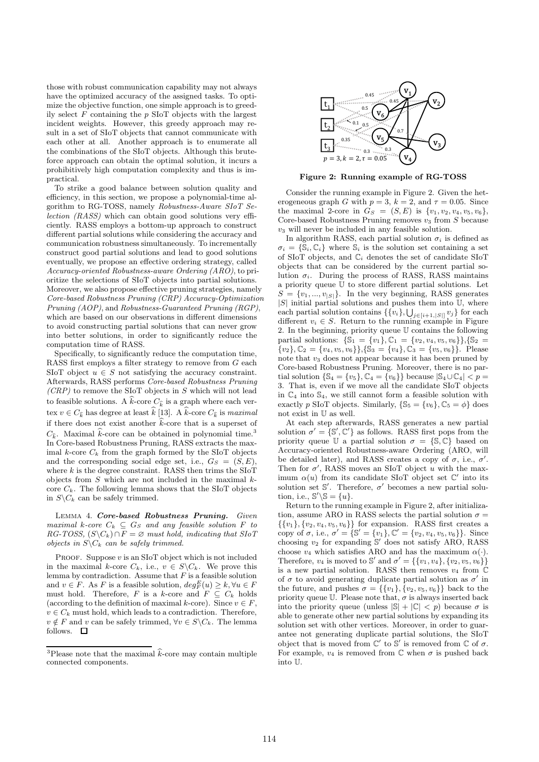those with robust communication capability may not always have the optimized accuracy of the assigned tasks. To optimize the objective function, one simple approach is to greedily select $F$ containing the $p$ SIoT objects with the largest incident weights. However, this greedy approach may result in a set of SIoT objects that cannot communicate with each other at all. Another approach is to enumerate all the combinations of the SIoT objects. Although this brute-force approach can obtain the optimal solution, it incurs a prohibitively high computation complexity and thus is impractical.

To strike a good balance between solution quality and efficiency, in this section, we propose a polynomial-time algorithm to RG-TOSS, namely *Robustness-Aware SIoT Selection (RASS)* which can obtain good solutions very efficiently. RASS employs a bottom-up approach to construct different partial solutions while considering the accuracy and communication robustness simultaneously. To incrementally construct good partial solutions and lead to good solutions eventually, we propose an effective ordering strategy, called *Accuracy-oriented Robustness-aware Ordering (ARO)*, to prioritize the selections of SIoT objects into partial solutions. Moreover, we also propose effective pruning strategies, namely *Core-based Robustness Pruning (CRP) Accuracy-Optimization Pruning (AOP)*, and *Robustness-Guaranteed Pruning (RGP)*, which are based on our observations in different dimensions to avoid constructing partial solutions that can never grow into better solutions, in order to significantly reduce the computation time of RASS.

Specifically, to significantly reduce the computation time, RASS first employs a filter strategy to remove from $G$ each SIoT object $u \in S$ not satisfying the accuracy constraint. Afterwards, RASS performs *Core-based Robustness Pruning (CRP)* to remove the SIoT objects in $S$ which will not lead to feasible solutions. A $\widehat{k}$-core $C_{\widehat{k}}$ is a graph where each vertex $v \in C_{\widehat{k}}$ has degree at least $\widehat{k}$ [13]. A $\widehat{k}$-core $C_{\widehat{k}}$ is *maximal* if there does not exist another $\widehat{k}$-core that is a superset of $C_{\widehat{k}}$. Maximal $\widehat{k}$-core can be obtained in polynomial time.[3] In Core-based Robustness Pruning, RASS extracts the maximal $k$-core $C_k$ from the graph formed by the SIoT objects and the corresponding social edge set, i.e., $G_S = (S, E)$, where $k$ is the degree constraint. RASS then trims the SIoT objects from $S$ which are not included in the maximal $k$-core $C_k$. The following lemma shows that the SIoT objects in $S \backslash C_k$ can be safely trimmed.

Lemma 4. ***Core-based Robustness Pruning.*** *Given maximal $k$-core $C_k \subseteq G_S$ and any feasible solution $F$ to RG-TOSS, $(S \backslash C_k) \cap F = \varnothing$ must hold, indicating that SIoT objects in $S \backslash C_k$ can be safely trimmed.*

Proof. Suppose $v$ is an SIoT object which is not included in the maximal $k$-core $C_k$, i.e., $v \in S \backslash C_k$. We prove this lemma by contradiction. Assume that $F$ is a feasible solution and $v \in F$. As $F$ is a feasible solution, $deg_F^E(u) \geq k, \forall u \in F$ must hold. Therefore, $F$ is a $k$-core and $F \subseteq C_k$ holds (according to the definition of maximal $k$-core). Since $v \in F$, $v \in C_k$ must hold, which leads to a contradiction. Therefore, $v \notin F$ and $v$ can be safely trimmed, $\forall v \in S \backslash C_k$. The lemma follows. □

[3] Please note that the maximal $\widehat{k}$-core may contain multiple connected components.

**Figure 2: Running example of RG-TOSS**

Consider the running example in Figure 2. Given the heterogeneous graph $G$ with $p = 3$, $k = 2$, and $\tau = 0.05$. Since the maximal 2-core in $G_S = (S, E)$ is $\{v_1, v_2, v_4, v_5, v_6\}$, Core-based Robustness Pruning removes $v_3$ from $S$ because $v_3$ will never be included in any feasible solution.

In algorithm RASS, each partial solution $\sigma_i$ is defined as $\sigma_i = \{\mathbb{S}_i, \mathbb{C}_i\}$ where $\mathbb{S}_i$ is the solution set containing a set of SIoT objects, and $\mathbb{C}_i$ denotes the set of candidate SIoT objects that can be considered by the current partial solution $\sigma_i$. During the process of RASS, RASS maintains a priority queue $\mathbb{U}$ to store different partial solutions. Let $S = \{v_1, ..., v_{|S|}\}$. In the very beginning, RASS generates $|S|$ initial partial solutions and pushes them into $\mathbb{U}$, where each partial solution contains $\{\{v_i\}, \bigcup_{j \in [i+1, |S|]} v_j\}$ for each different $v_i \in S$. Return to the running example in Figure 2. In the beginning, priority queue $\mathbb{U}$ contains the following partial solutions: $\{\mathbb{S}_1 = \{v_1\}, \mathbb{C}_1 = \{v_2, v_4, v_5, v_6\}\}$, $\{\mathbb{S}_2 = \{v_2\}, \mathbb{C}_2 = \{v_4, v_5, v_6\}\}$, $\{\mathbb{S}_3 = \{v_4\}, \mathbb{C}_3 = \{v_5, v_6\}\}$. Please note that $v_3$ does not appear because it has been pruned by Core-based Robustness Pruning. Moreover, there is no partial solution $\{\mathbb{S}_4 = \{v_5\}, \mathbb{C}_4 = \{v_6\}\}$ because $|\mathbb{S}_4 \cup \mathbb{C}_4| < p = 3$. That is, even if we move all the candidate SIoT objects in $\mathbb{C}_4$ into $\mathbb{S}_4$, we still cannot form a feasible solution with exactly $p$ SIoT objects. Similarly, $\{\mathbb{S}_5 = \{v_6\}, \mathbb{C}_5 = \phi\}$ does not exist in $\mathbb{U}$ as well.

At each step afterwards, RASS generates a new partial solution $\sigma' = \{\mathbb{S}', \mathbb{C}'\}$ as follows. RASS first pops from the priority queue $\mathbb{U}$ a partial solution $\sigma = \{\mathbb{S}, \mathbb{C}\}$ based on Accuracy-oriented Robustness-aware Ordering (ARO, will be detailed later), and RASS creates a copy of $\sigma$, i.e., $\sigma'$. Then for $\sigma'$, RASS moves an SIoT object $u$ with the maximum $\alpha(u)$ from its candidate SIoT object set $\mathbb{C}'$ into its solution set $\mathbb{S}'$. Therefore, $\sigma'$ becomes a new partial solution, i.e., $\mathbb{S}' \backslash \mathbb{S} = \{u\}$.

Return to the running example in Figure 2, after initialization, assume ARO in RASS selects the partial solution $\sigma = \{\{v_1\}, \{v_2, v_4, v_5, v_6\}\}$ for expansion. RASS first creates a copy of $\sigma$, i.e., $\sigma' = \{\mathbb{S}' = \{v_1\}, \mathbb{C}' = \{v_2, v_4, v_5, v_6\}\}$. Since choosing $v_2$ for expanding $\mathbb{S}'$ does not satisfy ARO, RASS choose $v_4$ which satisfies ARO and has the maximum $\alpha(\cdot)$. Therefore, $v_4$ is moved to $\mathbb{S}'$ and $\sigma' = \{\{v_1, v_4\}, \{v_2, v_5, v_6\}\}$ is a new partial solution. RASS then removes $v_4$ from $\mathbb{C}$ of $\sigma$ to avoid generating duplicate partial solution as $\sigma'$ in the future, and pushes $\sigma = \{\{v_1\}, \{v_2, v_5, v_6\}\}$ back to the priority queue $\mathbb{U}$. Please note that, $\sigma$ is always inserted back into the priority queue (unless $|\mathbb{S}| + |\mathbb{C}| < p$) because $\sigma$ is able to generate other new partial solutions by expanding its solution set with other vertices. Moreover, in order to guarantee not generating duplicate partial solutions, the SIoT object that is moved from $\mathbb{C}'$ to $\mathbb{S}'$ is removed from $\mathbb{C}$ of $\sigma$. For example, $v_4$ is removed from $\mathbb{C}$ when $\sigma$ is pushed back into $\mathbb{U}$.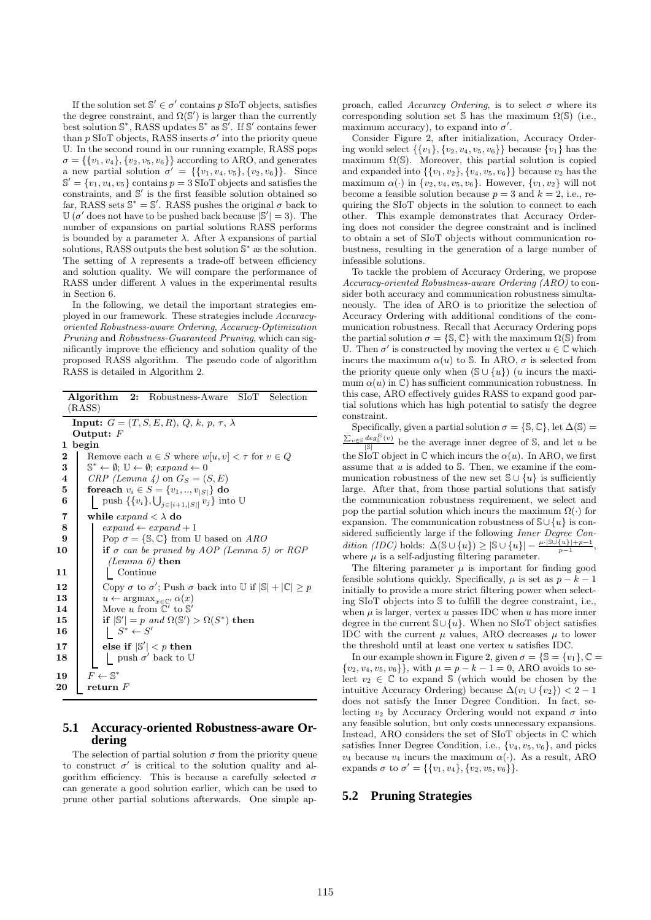If the solution set $\mathbb{S}' \in \sigma'$ contains $p$ SIoT objects, satisfies the degree constraint, and $\Omega(\mathbb{S}')$ is larger than the currently best solution $\mathbb{S}^*$, RASS updates $\mathbb{S}^*$ as $\mathbb{S}'$. If $\mathbb{S}'$ contains fewer than $p$ SIoT objects, RASS inserts $\sigma'$ into the priority queue $\mathbb{U}$. In the second round in our running example, RASS pops $\sigma = \{\{v_1, v_4\}, \{v_2, v_5, v_6\}\}$ according to ARO, and generates a new partial solution $\sigma' = \{\{v_1, v_4, v_5\}, \{v_2, v_6\}\}$. Since $\mathbb{S}' = \{v_1, v_4, v_5\}$ contains $p = 3$ SIoT objects and satisfies the constraints, and $\mathbb{S}'$ is the first feasible solution obtained so far, RASS sets $\mathbb{S}^* = \mathbb{S}'$. RASS pushes the original $\sigma$ back to $\mathbb{U}$ ($\sigma'$ does not have to be pushed back because $|\mathbb{S}'| = 3$). The number of expansions on partial solutions RASS performs is bounded by a parameter $\lambda$. After $\lambda$ expansions of partial solutions, RASS outputs the best solution $\mathbb{S}^*$ as the solution. The setting of $\lambda$ represents a trade-off between efficiency and solution quality. We will compare the performance of RASS under different $\lambda$ values in the experimental results in Section 6.

In the following, we detail the important strategies employed in our framework. These strategies include *Accuracy-oriented Robustness-aware Ordering*, *Accuracy-Optimization Pruning* and *Robustness-Guaranteed Pruning*, which can significantly improve the efficiency and solution quality of the proposed RASS algorithm. The pseudo code of algorithm RASS is detailed in Algorithm 2.

**Algorithm 2:** Robustness-Aware SIoT Selection (RASS)

```
Input: G = (T, S, E, R), Q, k, p, τ, λ
Output: F
1  begin
2    Remove each u ∈ S where w[u, v] < τ for v ∈ Q
3    S* ← ∅; U ← ∅; expand ← 0
4    CRP (Lemma 4) on G_S = (S, E)
5    foreach v_i ∈ S = {v_1, .., v_|S|} do
6      push {{v_i}, ⋃_{j∈[i+1,|S|]} v_j} into U
7    while expand < λ do
8      expand ← expand + 1
9      Pop σ = {S, C} from U based on ARO
10     if σ can be pruned by AOP (Lemma 5) or RGP (Lemma 6) then
11       Continue
12     Copy σ to σ'; Push σ back into U if |S| + |C| ≥ p
13     u ← argmax_{x∈C'} α(x)
14     Move u from C' to S'
15     if |S'| = p and Ω(S') > Ω(S*) then
16       S* ← S'
17     else if |S'| < p then
18       push σ' back to U
19   F ← S*
20   return F
```

### 5.1 Accuracy-oriented Robustness-aware Ordering

The selection of partial solution $\sigma$ from the priority queue to construct $\sigma'$ is critical to the solution quality and algorithm efficiency. This is because a carefully selected $\sigma$ can generate a good solution earlier, which can be used to prune other partial solutions afterwards. One simple approach, called *Accuracy Ordering*, is to select $\sigma$ where its corresponding solution set $\mathbb{S}$ has the maximum $\Omega(\mathbb{S})$ (i.e., maximum accuracy), to expand into $\sigma'$.

Consider Figure 2, after initialization, Accuracy Ordering would select $\{\{v_1\}, \{v_2, v_4, v_5, v_6\}\}$ because $\{v_1\}$ has the maximum $\Omega(\mathbb{S})$. Moreover, this partial solution is copied and expanded into $\{\{v_1, v_2\}, \{v_4, v_5, v_6\}\}$ because $v_2$ has the maximum $\alpha(\cdot)$ in $\{v_2, v_4, v_5, v_6\}$. However, $\{v_1, v_2\}$ will not become a feasible solution because $p = 3$ and $k = 2$, i.e., requiring the SIoT objects in the solution to connect to each other. This example demonstrates that Accuracy Ordering does not consider the degree constraint and is inclined to obtain a set of SIoT objects without communication robustness, resulting in the generation of a large number of infeasible solutions.

To tackle the problem of Accuracy Ordering, we propose *Accuracy-oriented Robustness-aware Ordering (ARO)* to consider both accuracy and communication robustness simultaneously. The idea of ARO is to prioritize the selection of Accuracy Ordering with additional conditions of the communication robustness. Recall that Accuracy Ordering pops the partial solution $\sigma = \{\mathbb{S}, \mathbb{C}\}$ with the maximum $\Omega(\mathbb{S})$ from $\mathbb{U}$. Then $\sigma'$ is constructed by moving the vertex $u \in \mathbb{C}$ which incurs the maximum $\alpha(u)$ to $\mathbb{S}$. In ARO, $\sigma$ is selected from the priority queue only when $(\mathbb{S} \cup \{u\})$ ($u$ incurs the maximum $\alpha(u)$ in $\mathbb{C}$) has sufficient communication robustness. In this case, ARO effectively guides RASS to expand good partial solutions which has high potential to satisfy the degree constraint.

Specifically, given a partial solution $\sigma = \{\mathbb{S}, \mathbb{C}\}$, let $\Delta(\mathbb{S}) = \frac{\sum_{v \in \mathbb{S}} deg_{\mathbb{S}}^{E}(v)}{|\mathbb{S}|}$ be the average inner degree of $\mathbb{S}$, and let $u$ be the SIoT object in $\mathbb{C}$ which incurs the $\alpha(u)$. In ARO, we first assume that $u$ is added to $\mathbb{S}$. Then, we examine if the communication robustness of the new set $\mathbb{S} \cup \{u\}$ is sufficiently large. After that, from those partial solutions that satisfy the communication robustness requirement, we select and pop the partial solution which incurs the maximum $\Omega(\cdot)$ for expansion. The communication robustness of $\mathbb{S} \cup \{u\}$ is considered sufficiently large if the following *Inner Degree Condition (IDC)* holds: $\Delta(\mathbb{S} \cup \{u\}) \geq |\mathbb{S} \cup \{u\}| - \frac{\mu \cdot |\mathbb{S} \cup \{u\}| + p - 1}{p - 1}$, where $\mu$ is a self-adjusting filtering parameter.

The filtering parameter $\mu$ is important for finding good feasible solutions quickly. Specifically, $\mu$ is set as $p - k - 1$ initially to provide a more strict filtering power when selecting SIoT objects into $\mathbb{S}$ to fulfill the degree constraint, i.e., when $\mu$ is larger, vertex $u$ passes IDC when $u$ has more inner degree in the current $\mathbb{S} \cup \{u\}$. When no SIoT object satisfies IDC with the current $\mu$ values, ARO decreases $\mu$ to lower the threshold until at least one vertex $u$ satisfies IDC.

In our example shown in Figure 2, given $\sigma = \{\mathbb{S} = \{v_1\}, \mathbb{C} = \{v_2, v_4, v_5, v_6\}\}$, with $\mu = p - k - 1 = 0$, ARO avoids to select $v_2 \in \mathbb{C}$ to expand $\mathbb{S}$ (which would be chosen by the intuitive Accuracy Ordering) because $\Delta(v_1 \cup \{v_2\}) < 2 - 1$ does not satisfy the Inner Degree Condition. In fact, selecting $v_2$ by Accuracy Ordering would not expand $\sigma$ into any feasible solution, but only costs unnecessary expansions. Instead, ARO considers the set of SIoT objects in $\mathbb{C}$ which satisfies Inner Degree Condition, i.e., $\{v_4, v_5, v_6\}$, and picks $v_4$ because $v_4$ incurs the maximum $\alpha(\cdot)$. As a result, ARO expands $\sigma$ to $\sigma' = \{\{v_1, v_4\}, \{v_2, v_5, v_6\}\}$.

### 5.2 Pruning Strategies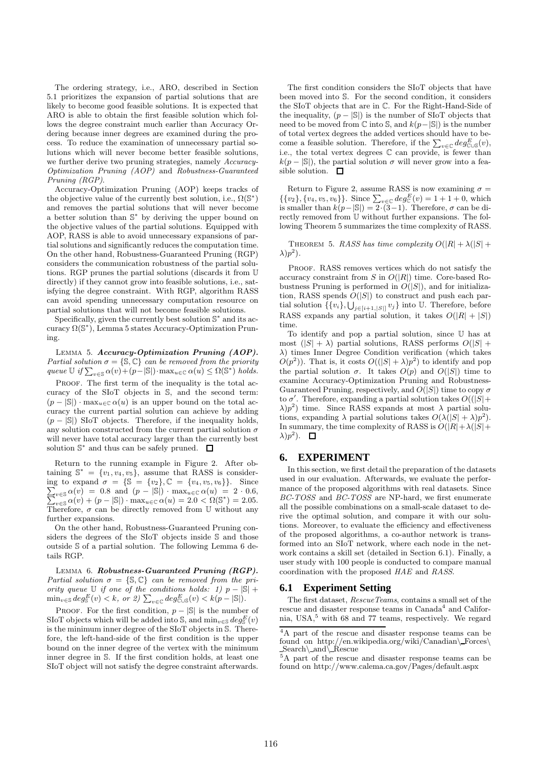The ordering strategy, i.e., ARO, described in Section 5.1 prioritizes the expansion of partial solutions that are likely to become good feasible solutions. It is expected that ARO is able to obtain the first feasible solution which follows the degree constraint much earlier than Accuracy Ordering because inner degrees are examined during the process. To reduce the examination of unnecessary partial solutions which will never become better feasible solutions, we further derive two pruning strategies, namely *Accuracy-Optimization Pruning (AOP)* and *Robustness-Guaranteed Pruning (RGP)*.

Accuracy-Optimization Pruning (AOP) keeps tracks of the objective value of the currently best solution, i.e., $\Omega(\mathbb{S}^*)$ and removes the partial solutions that will never become a better solution than $\mathbb{S}^*$ by deriving the upper bound on the objective values of the partial solutions. Equipped with AOP, RASS is able to avoid unnecessary expansions of partial solutions and significantly reduces the computation time. On the other hand, Robustness-Guaranteed Pruning (RGP) considers the communication robustness of the partial solutions. RGP prunes the partial solutions (discards it from $\mathbb{U}$ directly) if they cannot grow into feasible solutions, i.e., satisfying the degree constraint. With RGP, algorithm RASS can avoid spending unnecessary computation resource on partial solutions that will not become feasible solutions.

Specifically, given the currently best solution $\mathbb{S}^*$ and its accuracy $\Omega(\mathbb{S}^*)$, Lemma 5 states Accuracy-Optimization Pruning.

LEMMA 5. ***Accuracy-Optimization Pruning (AOP).*** *Partial solution $\sigma = \{\mathbb{S}, \mathbb{C}\}$ can be removed from the priority queue $\mathbb{U}$ if $\sum_{v\in\mathbb{S}} \alpha(v) + (p - |\mathbb{S}|)\cdot \max_{u\in\mathbb{C}} \alpha(u) \leq \Omega(\mathbb{S}^*)$ holds.*

PROOF. The first term of the inequality is the total accuracy of the SIoT objects in $\mathbb{S}$, and the second term: $(p - |\mathbb{S}|) \cdot \max_{u\in\mathbb{C}} \alpha(u)$ is an upper bound on the total accuracy the current partial solution can achieve by adding $(p - |\mathbb{S}|)$ SIoT objects. Therefore, if the inequality holds, any solution constructed from the current partial solution $\sigma$ will never have total accuracy larger than the currently best solution $\mathbb{S}^*$ and thus can be safely pruned. □

Return to the running example in Figure 2. After obtaining $\mathbb{S}^* = \{v_1, v_4, v_5\}$, assume that RASS is considering to expand $\sigma = \{\mathbb{S} = \{v_2\}, \mathbb{C} = \{v_4, v_5, v_6\}\}$. Since $\sum_{v\in\mathbb{S}} \alpha(v) = 0.8$ and $(p - |\mathbb{S}|) \cdot \max_{u\in\mathbb{C}} \alpha(u) = 2 \cdot 0.6$, $\sum_{v\in\mathbb{S}} \alpha(v) + (p - |\mathbb{S}|) \cdot \max_{u\in\mathbb{C}} \alpha(u) = 2.0 < \Omega(\mathbb{S}^*) = 2.05$. Therefore, $\sigma$ can be directly removed from $\mathbb{U}$ without any further expansions.

On the other hand, Robustness-Guaranteed Pruning considers the degrees of the SIoT objects inside $\mathbb{S}$ and those outside $\mathbb{S}$ of a partial solution. The following Lemma 6 details RGP.

LEMMA 6. ***Robustness-Guaranteed Pruning (RGP).*** *Partial solution $\sigma = \{\mathbb{S}, \mathbb{C}\}$ can be removed from the priority queue $\mathbb{U}$ if one of the conditions holds: 1) $p - |\mathbb{S}| + \min_{v\in\mathbb{S}} deg^E_{\mathbb{S}}(v) < k$, or 2) $\sum_{v\in\mathbb{C}} deg^E_{\mathbb{C}\cup\mathbb{S}}(v) < k(p - |\mathbb{S}|)$.*

PROOF. For the first condition, $p - |\mathbb{S}|$ is the number of SIoT objects which will be added into $\mathbb{S}$, and $\min_{v\in\mathbb{S}} deg^E_{\mathbb{S}}(v)$ is the minimum inner degree of the SIoT objects in $\mathbb{S}$. Therefore, the left-hand-side of the first condition is the upper bound on the inner degree of the vertex with the minimum inner degree in $\mathbb{S}$. If the first condition holds, at least one SIoT object will not satisfy the degree constraint afterwards.

The first condition considers the SIoT objects that have been moved into $\mathbb{S}$. For the second condition, it considers the SIoT objects that are in $\mathbb{C}$. For the Right-Hand-Side of the inequality, $(p - |\mathbb{S}|)$ is the number of SIoT objects that need to be moved from $\mathbb{C}$ into $\mathbb{S}$, and $k(p - |\mathbb{S}|)$ is the number of total vertex degrees the added vertices should have to become a feasible solution. Therefore, if the $\sum_{v\in\mathbb{C}} deg^E_{\mathbb{C}\cup\mathbb{S}}(v)$, i.e., the total vertex degrees $\mathbb{C}$ can provide, is fewer than $k(p - |\mathbb{S}|)$, the partial solution $\sigma$ will never grow into a feasible solution. □

Return to Figure 2, assume RASS is now examining $\sigma = \{\{v_2\}, \{v_4, v_5, v_6\}\}$. Since $\sum_{v\in\mathbb{C}} deg^E_{\mathbb{C}}(v) = 1 + 1 + 0$, which is smaller than $k(p - |\mathbb{S}|) = 2 \cdot (3 - 1)$. Therefore, $\sigma$ can be directly removed from $\mathbb{U}$ without further expansions. The following Theorem 5 summarizes the time complexity of RASS.

THEOREM 5. *RASS has time complexity $O(|R| + \lambda(|S| + \lambda)p^2)$.*

PROOF. RASS removes vertices which do not satisfy the accuracy constraint from $S$ in $O(|R|)$ time. Core-based Robustness Pruning is performed in $O(|S|)$, and for initialization, RASS spends $O(|S|)$ to construct and push each partial solution $\{\{v_i\}, \bigcup_{j\in[i+1,|S|]} v_j\}$ into $\mathbb{U}$. Therefore, before RASS expands any partial solution, it takes $O(|R| + |S|)$ time.

To identify and pop a partial solution, since $\mathbb{U}$ has at most $(|S| + \lambda)$ partial solutions, RASS performs $O(|S| + \lambda)$ times Inner Degree Condition verification (which takes $O(p^2)$). That is, it costs $O((|S| + \lambda)p^2)$ to identify and pop the partial solution $\sigma$. It takes $O(p)$ and $O(|S|)$ time to examine Accuracy-Optimization Pruning and Robustness-Guaranteed Pruning, respectively, and $O(|S|)$ time to copy $\sigma$ to $\sigma'$. Therefore, expanding a partial solution takes $O((|S| + \lambda)p^2)$ time. Since RASS expands at most $\lambda$ partial solutions, expanding $\lambda$ partial solutions takes $O(\lambda(|S| + \lambda)p^2)$. In summary, the time complexity of RASS is $O(|R| + \lambda(|S| + \lambda)p^2)$. □

## 6. EXPERIMENT

In this section, we first detail the preparation of the datasets used in our evaluation. Afterwards, we evaluate the performance of the proposed algorithms with real datasets. Since *BC-TOSS* and *BC-TOSS* are NP-hard, we first enumerate all the possible combinations on a small-scale dataset to derive the optimal solution, and compare it with our solutions. Moreover, to evaluate the efficiency and effectiveness of the proposed algorithms, a co-author network is transformed into an SIoT network, where each node in the network contains a skill set (detailed in Section 6.1). Finally, a user study with 100 people is conducted to compare manual coordination with the proposed *HAE* and *RASS*.

### 6.1 Experiment Setting

The first dataset, *RescueTeams*, contains a small set of the rescue and disaster response teams in Canada[4] and California, USA,[5] with 68 and 77 teams, respectively. We regard

[4] A part of the rescue and disaster response teams can be found on http://en.wikipedia.org/wiki/Canadian\_Forces\_Search\_and\_Rescue

[5] A part of the rescue and disaster response teams can be found on http://www.calema.ca.gov/Pages/default.aspx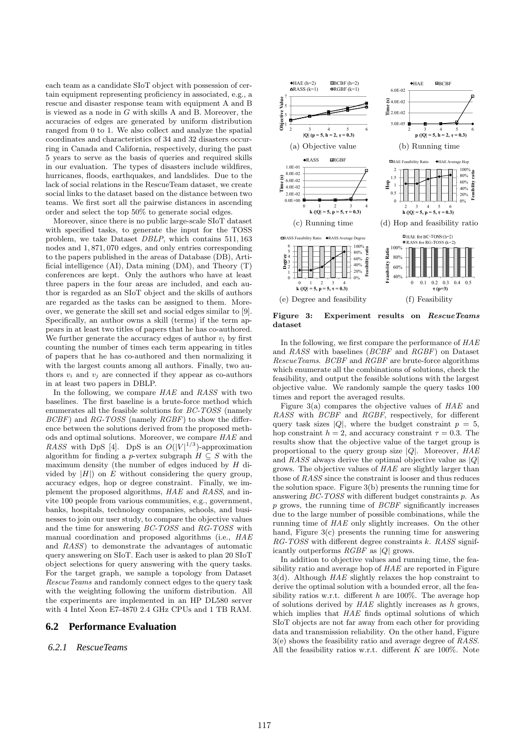each team as a candidate SIoT object with possession of certain equipment representing proficiency in associated, e.g., a rescue and disaster response team with equipment A and B is viewed as a node in $G$ with skills A and B. Moreover, the accuracies of edges are generated by uniform distribution ranged from 0 to 1. We also collect and analyze the spatial coordinates and characteristics of 34 and 32 disasters occurring in Canada and California, respectively, during the past 5 years to serve as the basis of queries and required skills in our evaluation. The types of disasters include wildfires, hurricanes, floods, earthquakes, and landslides. Due to the lack of social relations in the RescueTeam dataset, we create social links to the dataset based on the distance between two teams. We first sort all the pairwise distances in ascending order and select the top 50% to generate social edges.

Moreover, since there is no public large-scale SIoT dataset with specified tasks, to generate the input for the TOSS problem, we take Dataset *DBLP*, which contains 511,163 nodes and 1,871,070 edges, and only entries corresponding to the papers published in the areas of Database (DB), Artificial intelligence (AI), Data mining (DM), and Theory (T) conferences are kept. Only the authors who have at least three papers in the four areas are included, and each author is regarded as an SIoT object and the skills of authors are regarded as the tasks can be assigned to them. Moreover, we generate the skill set and social edges similar to [9]. Specifically, an author owns a skill (terms) if the term appears in at least two titles of papers that he has co-authored. We further generate the accuracy edges of author $v_i$ by first counting the number of times each term appearing in titles of papers that he has co-authored and then normalizing it with the largest counts among all authors. Finally, two authors $v_i$ and $v_j$ are connected if they appear as co-authors in at least two papers in DBLP.

In the following, we compare *HAE* and *RASS* with two baselines. The first baseline is a brute-force method which enumerates all the feasible solutions for *BC-TOSS* (namely *BCBF*) and *RG-TOSS* (namely *RGBF*) to show the difference between the solutions derived from the proposed methods and optimal solutions. Moreover, we compare *HAE* and *RASS* with DpS [4]. DpS is an $O(|V|^{1/3})$-approximation algorithm for finding a $p$-vertex subgraph $H \subseteq S$ with the maximum density (the number of edges induced by $H$ divided by $|H|$) on $E$ without considering the query group, accuracy edges, hop or degree constraint. Finally, we implement the proposed algorithms, *HAE* and *RASS*, and invite 100 people from various communities, e.g., government, banks, hospitals, technology companies, schools, and businesses to join our user study, to compare the objective values and the time for answering *BC-TOSS* and *RG-TOSS* with manual coordination and proposed algorithms (i.e., *HAE* and *RASS*) to demonstrate the advantages of automatic query answering on SIoT. Each user is asked to plan 20 SIoT object selections for query answering with the query tasks. For the target graph, we sample a topology from Dataset *RescueTeams* and randomly connect edges to the query task with the weighting following the uniform distribution. All the experiments are implemented in an HP DL580 server with 4 Intel Xeon E7-4870 2.4 GHz CPUs and 1 TB RAM.

## 6.2 Performance Evaluation

### 6.2.1 RescueTeams

(a) Objective value (b) Running time (c) Running time (d) Hop and feasibility ratio (e) Degree and feasibility (f) Feasibility

**Figure 3: Experiment results on *RescueTeams* dataset**

In the following, we first compare the performance of *HAE* and *RASS* with baselines (*BCBF* and *RGBF*) on Dataset *RescueTeams*. *BCBF* and *RGBF* are brute-force algorithms which enumerate all the combinations of solutions, check the feasibility, and output the feasible solutions with the largest objective value. We randomly sample the query tasks 100 times and report the averaged results.

Figure 3(a) compares the objective values of *HAE* and *RASS* with *BCBF* and *RGBF*, respectively, for different query task sizes $|Q|$, where the budget constraint $p = 5$, hop constraint $h = 2$, and accuracy constraint $\tau = 0.3$. The results show that the objective value of the target group is proportional to the query group size $|Q|$. Moreover, *HAE* and *RASS* always derive the optimal objective value as $|Q|$ grows. The objective values of *HAE* are slightly larger than those of *RASS* since the constraint is looser and thus reduces the solution space. Figure 3(b) presents the running time for answering *BC-TOSS* with different budget constraints $p$. As $p$ grows, the running time of *BCBF* significantly increases due to the large number of possible combinations, while the running time of *HAE* only slightly increases. On the other hand, Figure 3(c) presents the running time for answering *RG-TOSS* with different degree constraints $k$. *RASS* significantly outperforms *RGBF* as $|Q|$ grows.

In addition to objective values and running time, the feasibility ratio and average hop of *HAE* are reported in Figure 3(d). Although *HAE* slightly relaxes the hop constraint to derive the optimal solution with a bounded error, all the feasibility ratios w.r.t. different $h$ are 100%. The average hop of solutions derived by *HAE* slightly increases as $h$ grows, which implies that *HAE* finds optimal solutions of which SIoT objects are not far away from each other for providing data and transmission reliability. On the other hand, Figure 3(e) shows the feasibility ratio and average degree of *RASS*. All the feasibility ratios w.r.t. different $K$ are 100%. Note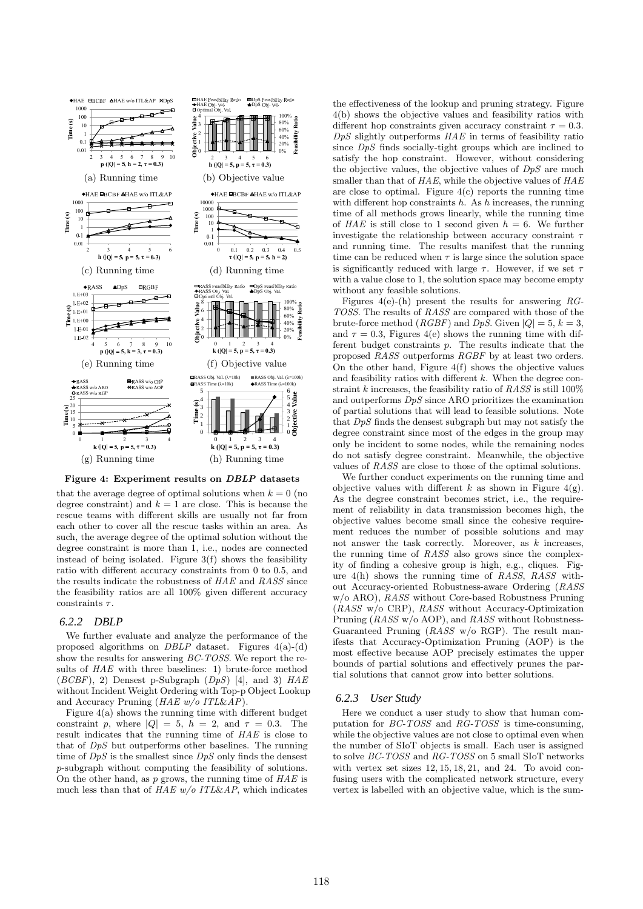(a) Running time

(b) Objective value

(c) Running time

(d) Running time

(e) Running time

(f) Objective value

(g) Running time

(h) Running time

**Figure 4: Experiment results on *DBLP* datasets**

that the average degree of optimal solutions when $k = 0$ (no degree constraint) and $k = 1$ are close. This is because the rescue teams with different skills are usually not far from each other to cover all the rescue tasks within an area. As such, the average degree of the optimal solution without the degree constraint is more than 1, i.e., nodes are connected instead of being isolated. Figure 3(f) shows the feasibility ratio with different accuracy constraints from 0 to 0.5, and the results indicate the robustness of *HAE* and *RASS* since the feasibility ratios are all 100% given different accuracy constraints $\tau$.

### 6.2.2 DBLP

We further evaluate and analyze the performance of the proposed algorithms on *DBLP* dataset. Figures 4(a)-(d) show the results for answering *BC-TOSS*. We report the results of *HAE* with three baselines: 1) brute-force method (*BCBF*), 2) Densest p-Subgraph (*DpS*) [4], and 3) *HAE* without Incident Weight Ordering with Top-p Object Lookup and Accuracy Pruning (*HAE w/o ITL&AP*).

Figure 4(a) shows the running time with different budget constraint $p$, where $|Q| = 5$, $h = 2$, and $\tau = 0.3$. The result indicates that the running time of *HAE* is close to that of *DpS* but outperforms other baselines. The running time of *DpS* is the smallest since *DpS* only finds the densest $p$-subgraph without computing the feasibility of solutions. On the other hand, as $p$ grows, the running time of *HAE* is much less than that of *HAE w/o ITL&AP*, which indicates the effectiveness of the lookup and pruning strategy. Figure 4(b) shows the objective values and feasibility ratios with different hop constraints given accuracy constraint $\tau = 0.3$. *DpS* slightly outperforms *HAE* in terms of feasibility ratio since *DpS* finds socially-tight groups which are inclined to satisfy the hop constraint. However, without considering the objective values, the objective values of *DpS* are much smaller than that of *HAE*, while the objective values of *HAE* are close to optimal. Figure 4(c) reports the running time with different hop constraints $h$. As $h$ increases, the running time of all methods grows linearly, while the running time of *HAE* is still close to 1 second given $h = 6$. We further investigate the relationship between accuracy constraint $\tau$ and running time. The results manifest that the running time can be reduced when $\tau$ is large since the solution space is significantly reduced with large $\tau$. However, if we set $\tau$ with a value close to 1, the solution space may become empty without any feasible solutions.

Figures 4(e)-(h) present the results for answering *RG-TOSS*. The results of *RASS* are compared with those of the brute-force method (*RGBF*) and *DpS*. Given $|Q| = 5$, $k = 3$, and $\tau = 0.3$, Figures 4(e) shows the running time with different budget constraints $p$. The results indicate that the proposed *RASS* outperforms *RGBF* by at least two orders. On the other hand, Figure 4(f) shows the objective values and feasibility ratios with different $k$. When the degree constraint $k$ increases, the feasibility ratio of *RASS* is still 100% and outperforms *DpS* since ARO prioritizes the examination of partial solutions that will lead to feasible solutions. Note that *DpS* finds the densest subgraph but may not satisfy the degree constraint since most of the edges in the group may only be incident to some nodes, while the remaining nodes do not satisfy degree constraint. Meanwhile, the objective values of *RASS* are close to those of the optimal solutions.

We further conduct experiments on the running time and objective values with different $k$ as shown in Figure 4(g). As the degree constraint becomes strict, i.e., the requirement of reliability in data transmission becomes high, the objective values become small since the cohesive requirement reduces the number of possible solutions and may not answer the task correctly. Moreover, as $k$ increases, the running time of *RASS* also grows since the complexity of finding a cohesive group is high, e.g., cliques. Figure 4(h) shows the running time of *RASS*, *RASS* without Accuracy-oriented Robustness-aware Ordering (*RASS* w/o ARO), *RASS* without Core-based Robustness Pruning (*RASS* w/o CRP), *RASS* without Accuracy-Optimization Pruning (*RASS* w/o AOP), and *RASS* without Robustness-Guaranteed Pruning (*RASS* w/o RGP). The result manifests that Accuracy-Optimization Pruning (AOP) is the most effective because AOP precisely estimates the upper bounds of partial solutions and effectively prunes the partial solutions that cannot grow into better solutions.

### 6.2.3 User Study

Here we conduct a user study to show that human computation for *BC-TOSS* and *RG-TOSS* is time-consuming, while the objective values are not close to optimal even when the number of SIoT objects is small. Each user is assigned to solve *BC-TOSS* and *RG-TOSS* on 5 small SIoT networks with vertex set sizes 12, 15, 18, 21, and 24. To avoid confusing users with the complicated network structure, every vertex is labelled with an objective value, which is the sum-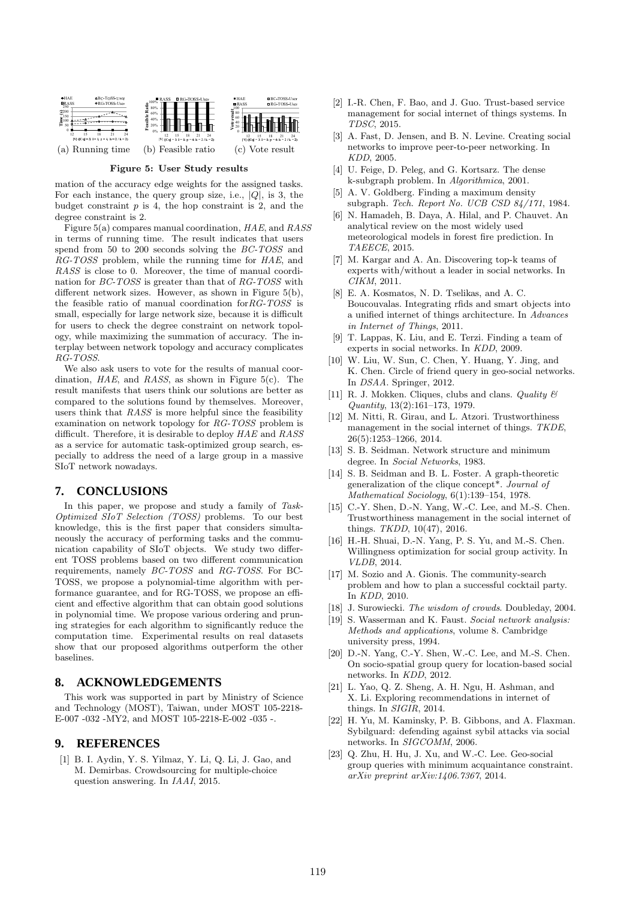◆HAE ▲BC-TOSS-User
■RASS ◆RG-TOSS-User

Time (S)
250
200
150
100
50
0
12 15 18 21 24
|V| (|Cq| = 3 / l = 1, p = 4, h = 2 / k = 2)

(a) Running time

■ RASS □ RG-TOSS-User

Feasible Ratio
100%
80%
60%
40%
20%
0%
12 15 18 21 24
|V| (|Cq| = 3 / l = 1, p = 4, h = 2 / k = 2)

(b) Feasible ratio

■HAE □BC-TOSS-User
■RASS □RG-TOSS-User

Vote result
100
80
60
40
20
0
12 15 18 21 24
|V| (|Cq| = 3 / l = 1, p = 4, h = 2 / k = 2)

(c) Vote result

**Figure 5: User Study results**

mation of the accuracy edge weights for the assigned tasks. For each instance, the query group size, i.e., $|Q|$, is 3, the budget constraint $p$ is 4, the hop constraint is 2, and the degree constraint is 2.

Figure 5(a) compares manual coordination, *HAE*, and *RASS* in terms of running time. The result indicate that users spend from 50 to 200 seconds solving the *BC-TOSS* and *RG-TOSS* problem, while the running time for *HAE*, and *RASS* is close to 0. Moreover, the time of manual coordination for *BC-TOSS* is greater than that of *RG-TOSS* with different network sizes. However, as shown in Figure 5(b), the feasible ratio of manual coordination for*RG-TOSS* is small, especially for large network size, because it is difficult for users to check the degree constraint on network topology, while maximizing the summation of accuracy. The interplay between network topology and accuracy complicates *RG-TOSS*.

We also ask users to vote for the results of manual coordination, *HAE*, and *RASS*, as shown in Figure 5(c). The result manifests that users think our solutions are better as compared to the solutions found by themselves. Moreover, users think that *RASS* is more helpful since the feasibility examination on network topology for *RG-TOSS* problem is difficult. Therefore, it is desirable to deploy *HAE* and *RASS* as a service for automatic task-optimized group search, especially to address the need of a large group in a massive SIoT network nowadays.

## 7. CONCLUSIONS

In this paper, we propose and study a family of *Task-Optimized SIoT Selection (TOSS)* problems. To our best knowledge, this is the first paper that considers simultaneously the accuracy of performing tasks and the communication capability of SIoT objects. We study two different TOSS problems based on two different communication requirements, namely *BC-TOSS* and *RG-TOSS*. For BC-TOSS, we propose a polynomial-time algorithm with performance guarantee, and for RG-TOSS, we propose an efficient and effective algorithm that can obtain good solutions in polynomial time. We propose various ordering and pruning strategies for each algorithm to significantly reduce the computation time. Experimental results on real datasets show that our proposed algorithms outperform the other baselines.

## 8. ACKNOWLEDGEMENTS

This work was supported in part by Ministry of Science and Technology (MOST), Taiwan, under MOST 105-2218-E-007 -032 -MY2, and MOST 105-2218-E-002 -035 -.

## 9. REFERENCES

[1] B. I. Aydin, Y. S. Yilmaz, Y. Li, Q. Li, J. Gao, and M. Demirbas. Crowdsourcing for multiple-choice question answering. In *IAAI*, 2015.

[2] I.-R. Chen, F. Bao, and J. Guo. Trust-based service management for social internet of things systems. In *TDSC*, 2015.

[3] A. Fast, D. Jensen, and B. N. Levine. Creating social networks to improve peer-to-peer networking. In *KDD*, 2005.

[4] U. Feige, D. Peleg, and G. Kortsarz. The dense k-subgraph problem. In *Algorithmica*, 2001.

[5] A. V. Goldberg. Finding a maximum density subgraph. *Tech. Report No. UCB CSD 84/171*, 1984.

[6] N. Hamadeh, B. Daya, A. Hilal, and P. Chauvet. An analytical review on the most widely used meteorological models in forest fire prediction. In *TAEECE*, 2015.

[7] M. Kargar and A. An. Discovering top-k teams of experts with/without a leader in social networks. In *CIKM*, 2011.

[8] E. A. Kosmatos, N. D. Tselikas, and A. C. Boucouvalas. Integrating rfids and smart objects into a unified internet of things architecture. In *Advances in Internet of Things*, 2011.

[9] T. Lappas, K. Liu, and E. Terzi. Finding a team of experts in social networks. In *KDD*, 2009.

[10] W. Liu, W. Sun, C. Chen, Y. Huang, Y. Jing, and K. Chen. Circle of friend query in geo-social networks. In *DSAA*. Springer, 2012.

[11] R. J. Mokken. Cliques, clubs and clans. *Quality & Quantity*, 13(2):161–173, 1979.

[12] M. Nitti, R. Girau, and L. Atzori. Trustworthiness management in the social internet of things. *TKDE*, 26(5):1253–1266, 2014.

[13] S. B. Seidman. Network structure and minimum degree. In *Social Networks*, 1983.

[14] S. B. Seidman and B. L. Foster. A graph-theoretic generalization of the clique concept*. *Journal of Mathematical Sociology*, 6(1):139–154, 1978.

[15] C.-Y. Shen, D.-N. Yang, W.-C. Lee, and M.-S. Chen. Trustworthiness management in the social internet of things. *TKDD*, 10(47), 2016.

[16] H.-H. Shuai, D.-N. Yang, P. S. Yu, and M.-S. Chen. Willingness optimization for social group activity. In *VLDB*, 2014.

[17] M. Sozio and A. Gionis. The community-search problem and how to plan a successful cocktail party. In *KDD*, 2010.

[18] J. Surowiecki. *The wisdom of crowds*. Doubleday, 2004.

[19] S. Wasserman and K. Faust. *Social network analysis: Methods and applications*, volume 8. Cambridge university press, 1994.

[20] D.-N. Yang, C.-Y. Shen, W.-C. Lee, and M.-S. Chen. On socio-spatial group query for location-based social networks. In *KDD*, 2012.

[21] L. Yao, Q. Z. Sheng, A. H. Ngu, H. Ashman, and X. Li. Exploring recommendations in internet of things. In *SIGIR*, 2014.

[22] H. Yu, M. Kaminsky, P. B. Gibbons, and A. Flaxman. Sybilguard: defending against sybil attacks via social networks. In *SIGCOMM*, 2006.

[23] Q. Zhu, H. Hu, J. Xu, and W.-C. Lee. Geo-social group queries with minimum acquaintance constraint. *arXiv preprint arXiv:1406.7367*, 2014.